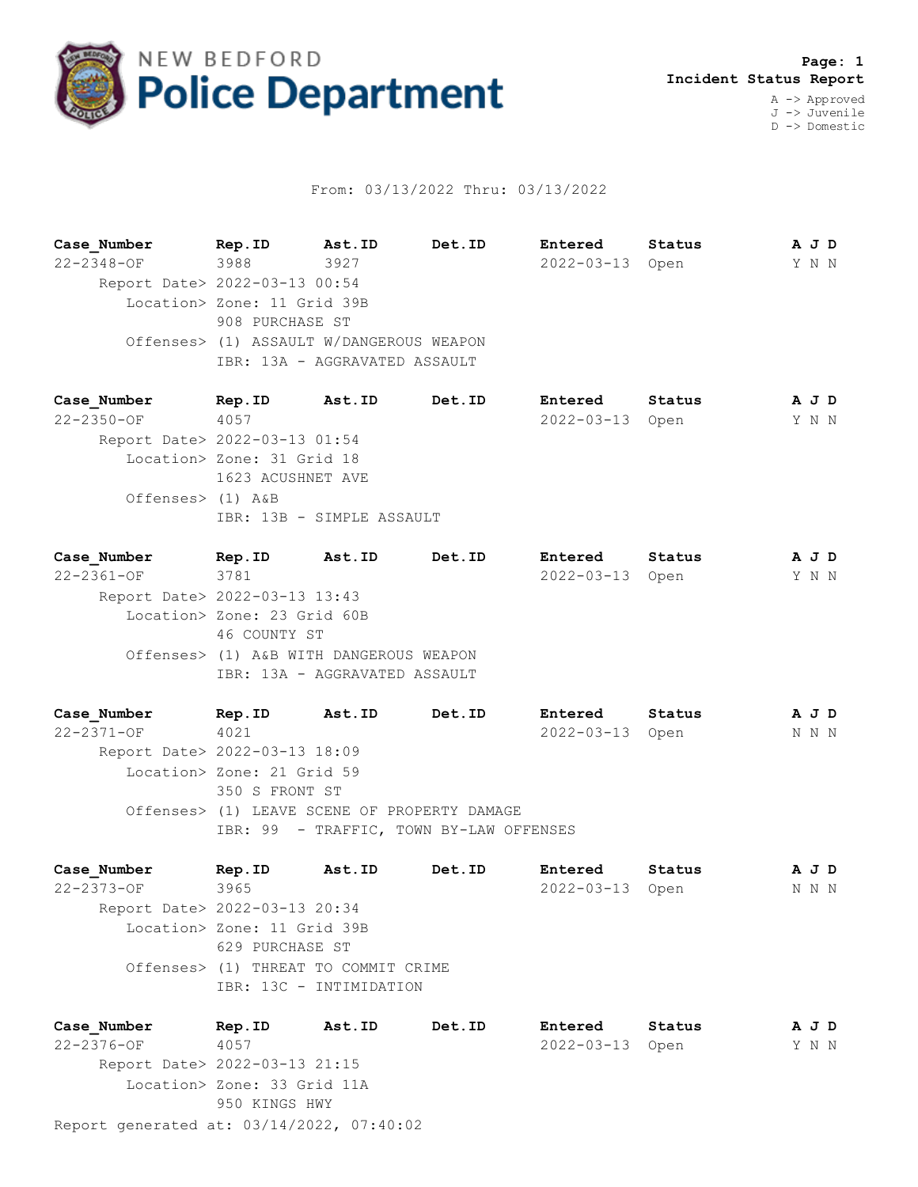# NEW BEDFORD Police Department

**Page: 1**
**Incident Status Report**

A -> Approved
J -> Juvenile
D -> Domestic

From: 03/13/2022 Thru: 03/13/2022

| Case_Number | Rep.ID | Ast.ID | Det.ID | Entered | Status | A J D |
|---|---|---|---|---|---|---|
| 22-2348-OF | 3988 | 3927 | | 2022-03-13 | Open | Y N N |

Report Date> 2022-03-13 00:54
Location> Zone: 11 Grid 39B
908 PURCHASE ST
Offenses> (1) ASSAULT W/DANGEROUS WEAPON
IBR: 13A - AGGRAVATED ASSAULT

| Case_Number | Rep.ID | Ast.ID | Det.ID | Entered | Status | A J D |
|---|---|---|---|---|---|---|
| 22-2350-OF | 4057 | | | 2022-03-13 | Open | Y N N |

Report Date> 2022-03-13 01:54
Location> Zone: 31 Grid 18
1623 ACUSHNET AVE
Offenses> (1) A&B
IBR: 13B - SIMPLE ASSAULT

| Case_Number | Rep.ID | Ast.ID | Det.ID | Entered | Status | A J D |
|---|---|---|---|---|---|---|
| 22-2361-OF | 3781 | | | 2022-03-13 | Open | Y N N |

Report Date> 2022-03-13 13:43
Location> Zone: 23 Grid 60B
46 COUNTY ST
Offenses> (1) A&B WITH DANGEROUS WEAPON
IBR: 13A - AGGRAVATED ASSAULT

| Case_Number | Rep.ID | Ast.ID | Det.ID | Entered | Status | A J D |
|---|---|---|---|---|---|---|
| 22-2371-OF | 4021 | | | 2022-03-13 | Open | N N N |

Report Date> 2022-03-13 18:09
Location> Zone: 21 Grid 59
350 S FRONT ST
Offenses> (1) LEAVE SCENE OF PROPERTY DAMAGE
IBR: 99 - TRAFFIC, TOWN BY-LAW OFFENSES

| Case_Number | Rep.ID | Ast.ID | Det.ID | Entered | Status | A J D |
|---|---|---|---|---|---|---|
| 22-2373-OF | 3965 | | | 2022-03-13 | Open | N N N |

Report Date> 2022-03-13 20:34
Location> Zone: 11 Grid 39B
629 PURCHASE ST
Offenses> (1) THREAT TO COMMIT CRIME
IBR: 13C - INTIMIDATION

| Case_Number | Rep.ID | Ast.ID | Det.ID | Entered | Status | A J D |
|---|---|---|---|---|---|---|
| 22-2376-OF | 4057 | | | 2022-03-13 | Open | Y N N |

Report Date> 2022-03-13 21:15
Location> Zone: 33 Grid 11A
950 KINGS HWY

Report generated at: 03/14/2022, 07:40:02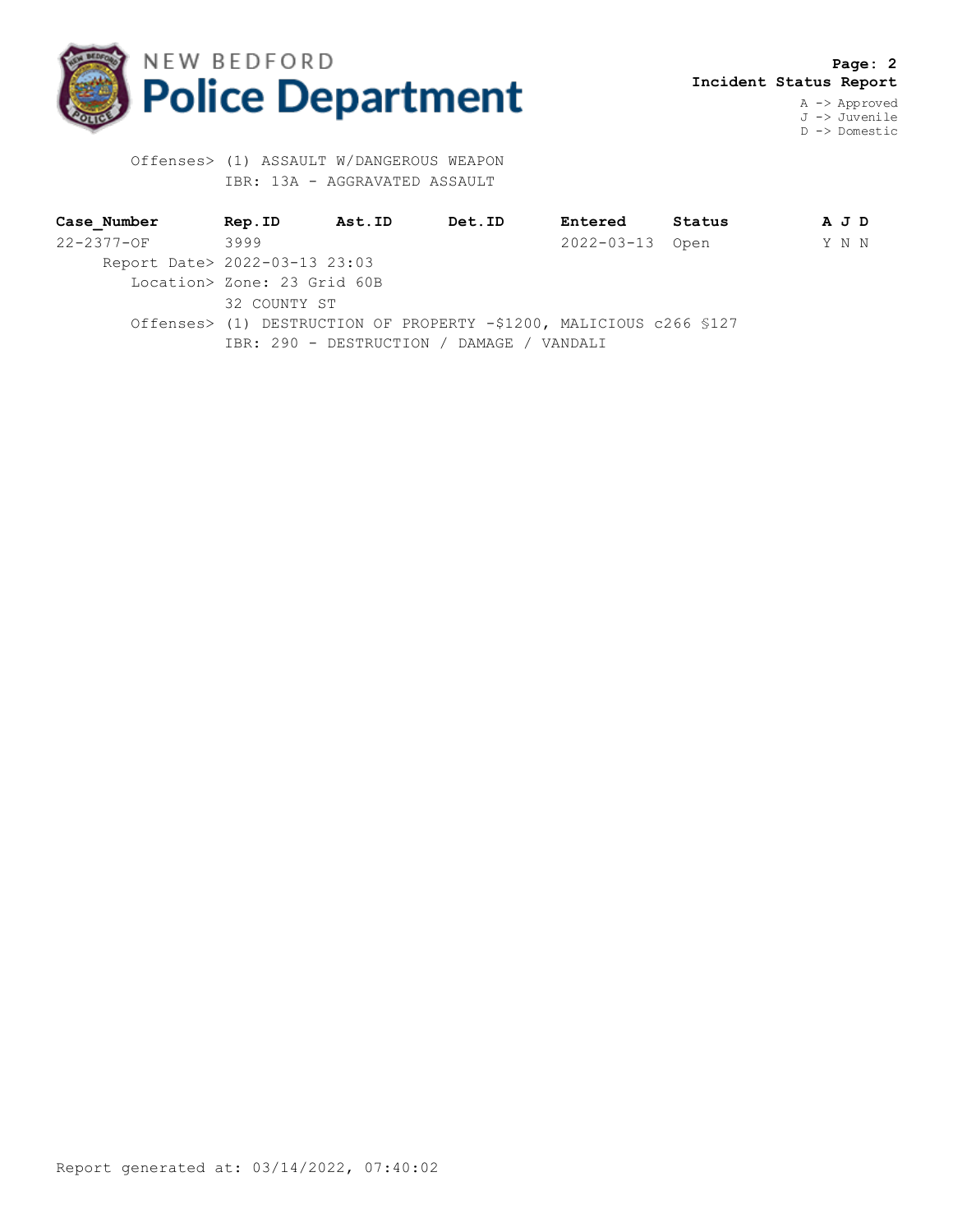NEW BEDFORD **Police Department**

**Incident Status Report**

A -> Approved
J -> Juvenile
D -> Domestic

Offenses> (1) ASSAULT W/DANGEROUS WEAPON
IBR: 13A - AGGRAVATED ASSAULT

| Case_Number | Rep.ID | Ast.ID | Det.ID | Entered | Status | A | J | D |
|---|---|---|---|---|---|---|---|---|
| 22-2377-OF | 3999 | | | 2022-03-13 | Open | Y | N | N |

Report Date> 2022-03-13 23:03
Location> Zone: 23 Grid 60B
32 COUNTY ST
Offenses> (1) DESTRUCTION OF PROPERTY -$1200, MALICIOUS c266 §127
IBR: 290 - DESTRUCTION / DAMAGE / VANDALI

Report generated at: 03/14/2022, 07:40:02